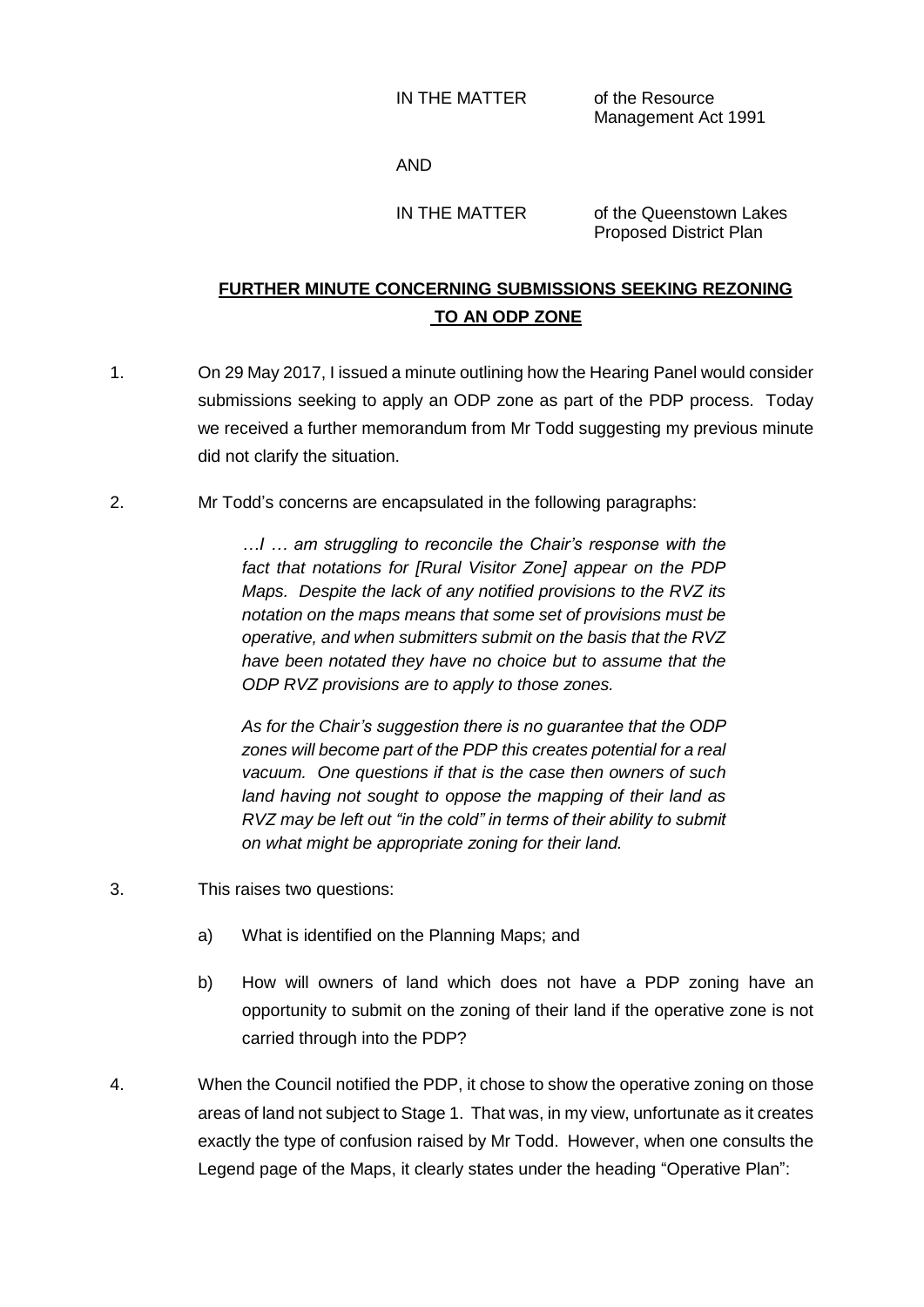IN THE MATTER of the Resource Management Act 1991

AND

IN THE MATTER of the Queenstown Lakes Proposed District Plan

## **FURTHER MINUTE CONCERNING SUBMISSIONS SEEKING REZONING TO AN ODP ZONE**

1. On 29 May 2017, I issued a minute outlining how the Hearing Panel would consider submissions seeking to apply an ODP zone as part of the PDP process. Today we received a further memorandum from Mr Todd suggesting my previous minute did not clarify the situation.

2. Mr Todd's concerns are encapsulated in the following paragraphs:

   *…I … am struggling to reconcile the Chair's response with the fact that notations for [Rural Visitor Zone] appear on the PDP Maps. Despite the lack of any notified provisions to the RVZ its notation on the maps means that some set of provisions must be operative, and when submitters submit on the basis that the RVZ have been notated they have no choice but to assume that the ODP RVZ provisions are to apply to those zones.*

   *As for the Chair's suggestion there is no guarantee that the ODP zones will become part of the PDP this creates potential for a real vacuum. One questions if that is the case then owners of such land having not sought to oppose the mapping of their land as RVZ may be left out "in the cold" in terms of their ability to submit on what might be appropriate zoning for their land.*

3. This raises two questions:

   a) What is identified on the Planning Maps; and

   b) How will owners of land which does not have a PDP zoning have an opportunity to submit on the zoning of their land if the operative zone is not carried through into the PDP?

4. When the Council notified the PDP, it chose to show the operative zoning on those areas of land not subject to Stage 1. That was, in my view, unfortunate as it creates exactly the type of confusion raised by Mr Todd. However, when one consults the Legend page of the Maps, it clearly states under the heading "Operative Plan":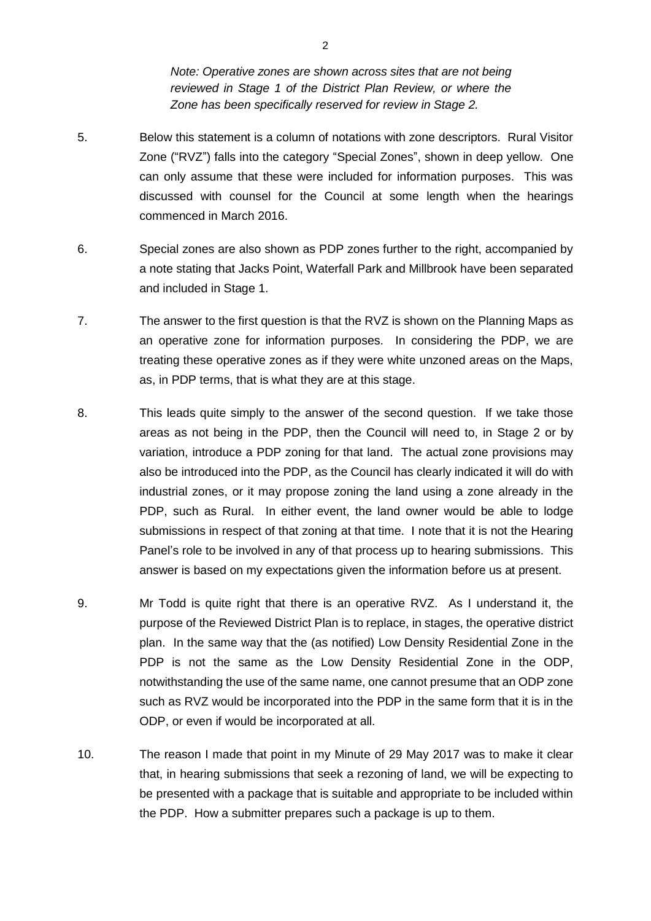*Note: Operative zones are shown across sites that are not being reviewed in Stage 1 of the District Plan Review, or where the Zone has been specifically reserved for review in Stage 2.*

5. Below this statement is a column of notations with zone descriptors. Rural Visitor Zone ("RVZ") falls into the category "Special Zones", shown in deep yellow. One can only assume that these were included for information purposes. This was discussed with counsel for the Council at some length when the hearings commenced in March 2016.

6. Special zones are also shown as PDP zones further to the right, accompanied by a note stating that Jacks Point, Waterfall Park and Millbrook have been separated and included in Stage 1.

7. The answer to the first question is that the RVZ is shown on the Planning Maps as an operative zone for information purposes. In considering the PDP, we are treating these operative zones as if they were white unzoned areas on the Maps, as, in PDP terms, that is what they are at this stage.

8. This leads quite simply to the answer of the second question. If we take those areas as not being in the PDP, then the Council will need to, in Stage 2 or by variation, introduce a PDP zoning for that land. The actual zone provisions may also be introduced into the PDP, as the Council has clearly indicated it will do with industrial zones, or it may propose zoning the land using a zone already in the PDP, such as Rural. In either event, the land owner would be able to lodge submissions in respect of that zoning at that time. I note that it is not the Hearing Panel's role to be involved in any of that process up to hearing submissions. This answer is based on my expectations given the information before us at present.

9. Mr Todd is quite right that there is an operative RVZ. As I understand it, the purpose of the Reviewed District Plan is to replace, in stages, the operative district plan. In the same way that the (as notified) Low Density Residential Zone in the PDP is not the same as the Low Density Residential Zone in the ODP, notwithstanding the use of the same name, one cannot presume that an ODP zone such as RVZ would be incorporated into the PDP in the same form that it is in the ODP, or even if would be incorporated at all.

10. The reason I made that point in my Minute of 29 May 2017 was to make it clear that, in hearing submissions that seek a rezoning of land, we will be expecting to be presented with a package that is suitable and appropriate to be included within the PDP. How a submitter prepares such a package is up to them.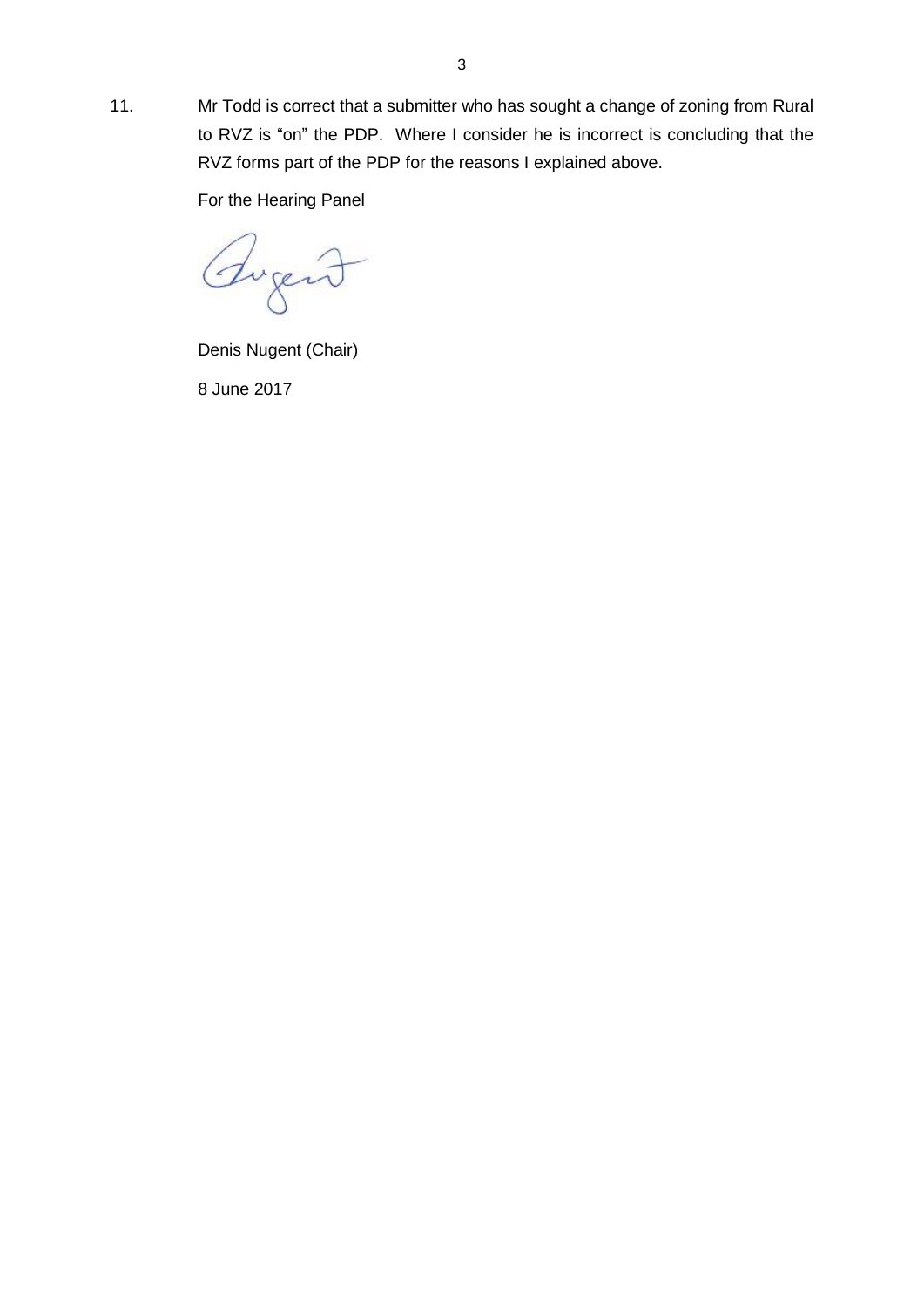11. Mr Todd is correct that a submitter who has sought a change of zoning from Rural to RVZ is "on" the PDP. Where I consider he is incorrect is concluding that the RVZ forms part of the PDP for the reasons I explained above.

For the Hearing Panel

Denis Nugent (Chair)

8 June 2017